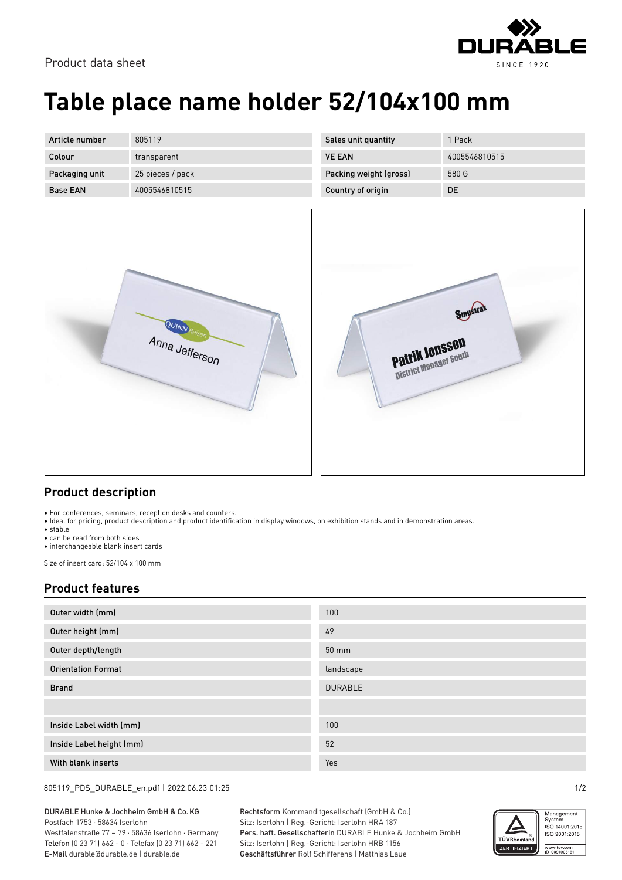Product data sheet

# Table place name holder 52/104x100 mm

| Article number | 805119 | Sales unit quantity | 1 Pack |
|---|---|---|---|
| Colour | transparent | VE EAN | 4005546810515 |
| Packaging unit | 25 pieces / pack | Packing weight (gross) | 580 G |
| Base EAN | 4005546810515 | Country of origin | DE |

## Product description

- For conferences, seminars, reception desks and counters.
- Ideal for pricing, product description and product identification in display windows, on exhibition stands and in demonstration areas.
- stable
- can be read from both sides
- interchangeable blank insert cards

Size of insert card: 52/104 x 100 mm

## Product features

| Outer width (mm) | 100 |
|---|---|
| Outer height (mm) | 49 |
| Outer depth/length | 50 mm |
| Orientation Format | landscape |
| Brand | DURABLE |
| | |
| Inside Label width (mm) | 100 |
| Inside Label height (mm) | 52 |
| With blank inserts | Yes |

805119_PDS_DURABLE_en.pdf | 2022.06.23 01:25

DURABLE Hunke & Jochheim GmbH & Co. KG
Postfach 1753 · 58634 Iserlohn
Westfalenstraße 77 – 79 · 58636 Iserlohn · Germany
Telefon (0 23 71) 662 - 0 · Telefax (0 23 71) 662 - 221
E-Mail durable@durable.de | durable.de

Rechtsform Kommanditgesellschaft (GmbH & Co.)
Sitz: Iserlohn | Reg.-Gericht: Iserlohn HRA 187
Pers. haft. Gesellschafterin DURABLE Hunke & Jochheim GmbH
Sitz: Iserlohn | Reg.-Gericht: Iserlohn HRB 1156
Geschäftsführer Rolf Schifferens | Matthias Laue

Management System ISO 14001:2015 ISO 9001:2015
www.tuv.com ID 0091006181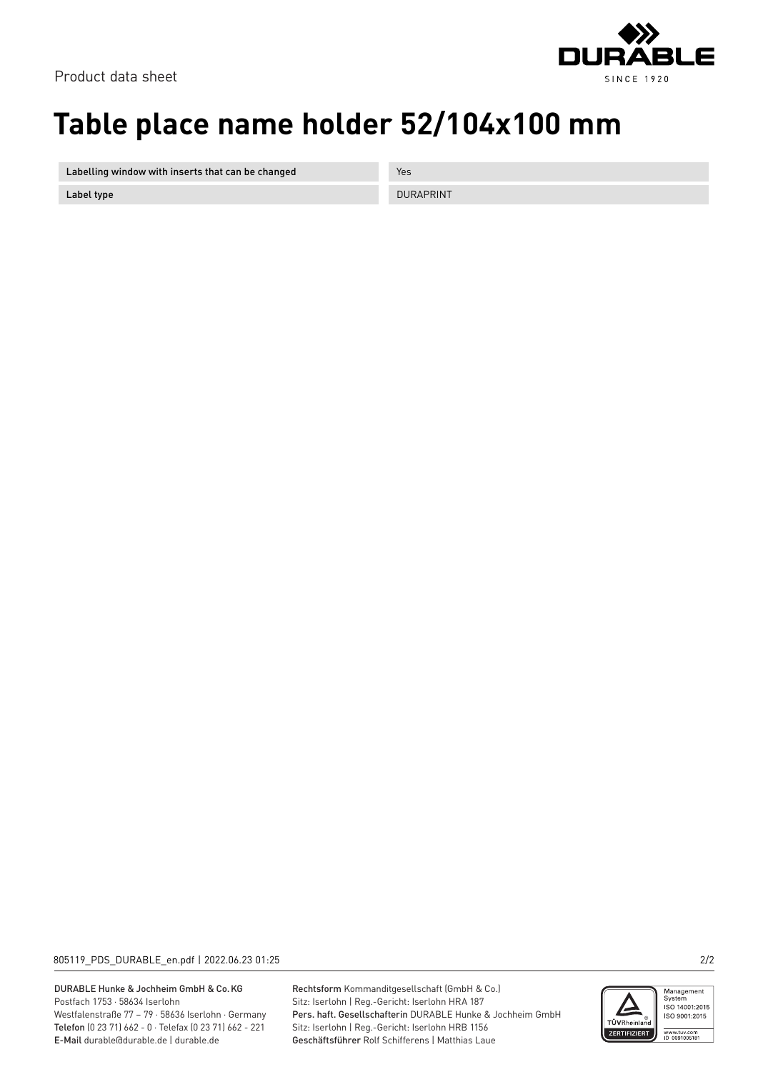# Table place name holder 52/104x100 mm

| | |
|---|---|
| Labelling window with inserts that can be changed | Yes |
| Label type | DURAPRINT |